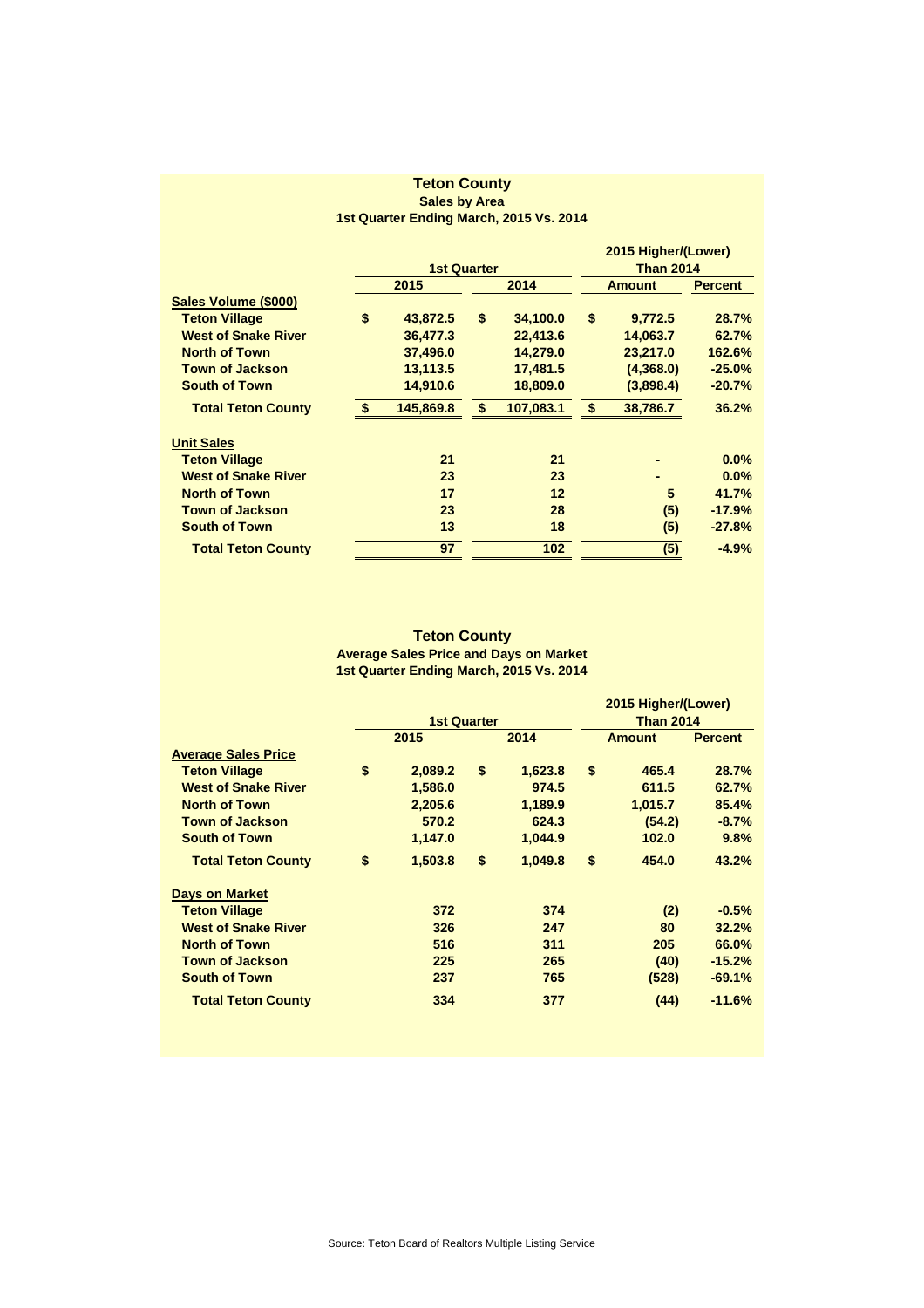## Teton County

### Sales by Area

### 1st Quarter Ending March, 2015 Vs. 2014

| | 1st Quarter | | 2015 Higher/(Lower) Than 2014 | |
|---|---|---|---|---|
| | 2015 | 2014 | Amount | Percent |
| **Sales Volume ($000)** | | | | |
| Teton Village | $ 43,872.5 | $ 34,100.0 | $ 9,772.5 | 28.7% |
| West of Snake River | 36,477.3 | 22,413.6 | 14,063.7 | 62.7% |
| North of Town | 37,496.0 | 14,279.0 | 23,217.0 | 162.6% |
| Town of Jackson | 13,113.5 | 17,481.5 | (4,368.0) | -25.0% |
| South of Town | 14,910.6 | 18,809.0 | (3,898.4) | -20.7% |
| **Total Teton County** | $ 145,869.8 | $ 107,083.1 | $ 38,786.7 | 36.2% |
| **Unit Sales** | | | | |
| Teton Village | 21 | 21 | - | 0.0% |
| West of Snake River | 23 | 23 | - | 0.0% |
| North of Town | 17 | 12 | 5 | 41.7% |
| Town of Jackson | 23 | 28 | (5) | -17.9% |
| South of Town | 13 | 18 | (5) | -27.8% |
| **Total Teton County** | 97 | 102 | (5) | -4.9% |

## Teton County

### Average Sales Price and Days on Market

### 1st Quarter Ending March, 2015 Vs. 2014

| | 1st Quarter | | 2015 Higher/(Lower) Than 2014 | |
|---|---|---|---|---|
| | 2015 | 2014 | Amount | Percent |
| **Average Sales Price** | | | | |
| Teton Village | $ 2,089.2 | $ 1,623.8 | $ 465.4 | 28.7% |
| West of Snake River | 1,586.0 | 974.5 | 611.5 | 62.7% |
| North of Town | 2,205.6 | 1,189.9 | 1,015.7 | 85.4% |
| Town of Jackson | 570.2 | 624.3 | (54.2) | -8.7% |
| South of Town | 1,147.0 | 1,044.9 | 102.0 | 9.8% |
| **Total Teton County** | $ 1,503.8 | $ 1,049.8 | $ 454.0 | 43.2% |
| **Days on Market** | | | | |
| Teton Village | 372 | 374 | (2) | -0.5% |
| West of Snake River | 326 | 247 | 80 | 32.2% |
| North of Town | 516 | 311 | 205 | 66.0% |
| Town of Jackson | 225 | 265 | (40) | -15.2% |
| South of Town | 237 | 765 | (528) | -69.1% |
| **Total Teton County** | 334 | 377 | (44) | -11.6% |

Source: Teton Board of Realtors Multiple Listing Service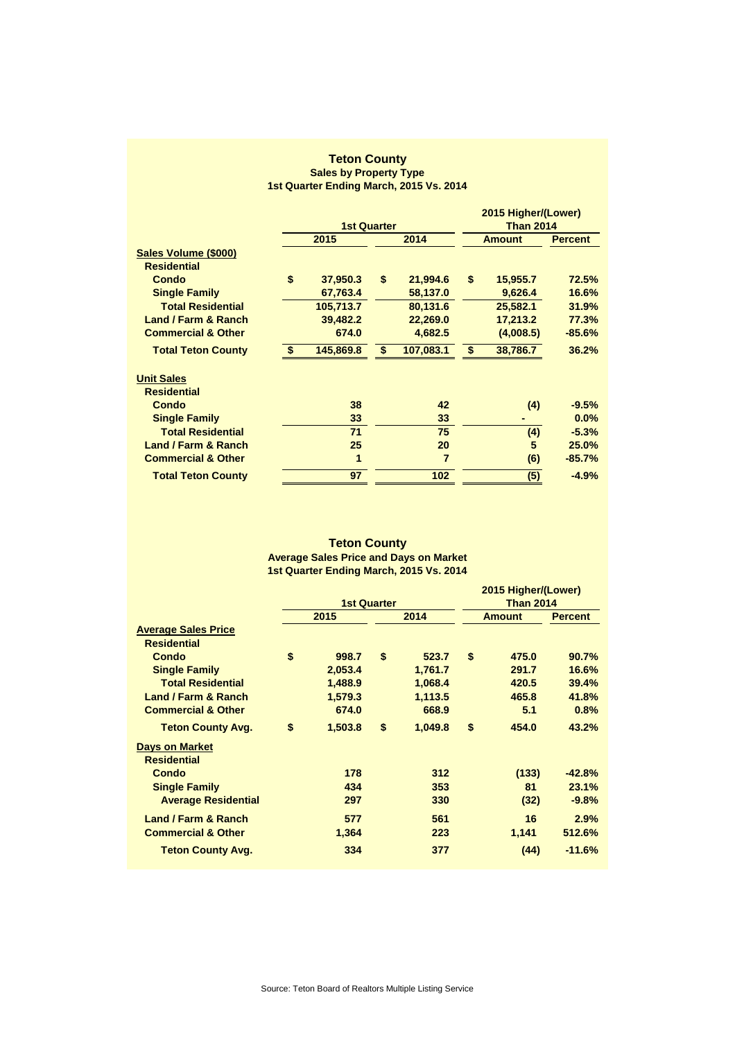# Teton County

## Sales by Property Type

### 1st Quarter Ending March, 2015 Vs. 2014

| | 1st Quarter | | 2015 Higher/(Lower) Than 2014 | |
|---|---|---|---|---|
| | 2015 | 2014 | Amount | Percent |
| **Sales Volume ($000)** | | | | |
| **Residential** | | | | |
| Condo | $ 37,950.3 | $ 21,994.6 | $ 15,955.7 | 72.5% |
| Single Family | 67,763.4 | 58,137.0 | 9,626.4 | 16.6% |
| Total Residential | 105,713.7 | 80,131.6 | 25,582.1 | 31.9% |
| Land / Farm & Ranch | 39,482.2 | 22,269.0 | 17,213.2 | 77.3% |
| Commercial & Other | 674.0 | 4,682.5 | (4,008.5) | -85.6% |
| **Total Teton County** | $ 145,869.8 | $ 107,083.1 | $ 38,786.7 | 36.2% |
| **Unit Sales** | | | | |
| **Residential** | | | | |
| Condo | 38 | 42 | (4) | -9.5% |
| Single Family | 33 | 33 | - | 0.0% |
| Total Residential | 71 | 75 | (4) | -5.3% |
| Land / Farm & Ranch | 25 | 20 | 5 | 25.0% |
| Commercial & Other | 1 | 7 | (6) | -85.7% |
| **Total Teton County** | 97 | 102 | (5) | -4.9% |

# Teton County

## Average Sales Price and Days on Market

### 1st Quarter Ending March, 2015 Vs. 2014

| | 1st Quarter | | 2015 Higher/(Lower) Than 2014 | |
|---|---|---|---|---|
| | 2015 | 2014 | Amount | Percent |
| **Average Sales Price** | | | | |
| **Residential** | | | | |
| Condo | $ 998.7 | $ 523.7 | $ 475.0 | 90.7% |
| Single Family | 2,053.4 | 1,761.7 | 291.7 | 16.6% |
| Total Residential | 1,488.9 | 1,068.4 | 420.5 | 39.4% |
| Land / Farm & Ranch | 1,579.3 | 1,113.5 | 465.8 | 41.8% |
| Commercial & Other | 674.0 | 668.9 | 5.1 | 0.8% |
| **Teton County Avg.** | $ 1,503.8 | $ 1,049.8 | $ 454.0 | 43.2% |
| **Days on Market** | | | | |
| **Residential** | | | | |
| Condo | 178 | 312 | (133) | -42.8% |
| Single Family | 434 | 353 | 81 | 23.1% |
| Average Residential | 297 | 330 | (32) | -9.8% |
| Land / Farm & Ranch | 577 | 561 | 16 | 2.9% |
| Commercial & Other | 1,364 | 223 | 1,141 | 512.6% |
| **Teton County Avg.** | 334 | 377 | (44) | -11.6% |

Source: Teton Board of Realtors Multiple Listing Service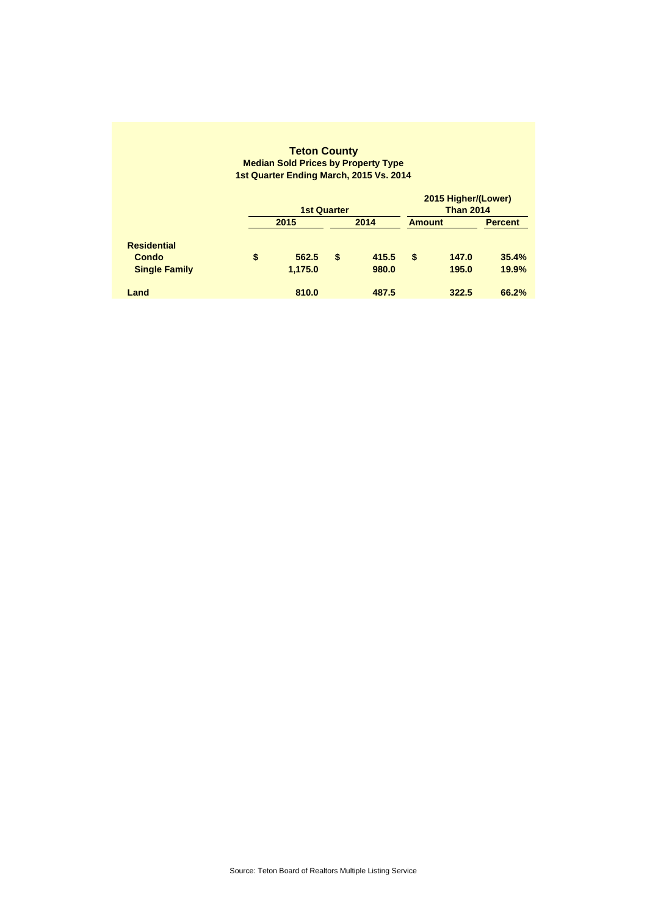# Teton County

**Median Sold Prices by Property Type**

**1st Quarter Ending March, 2015 Vs. 2014**

| | 1st Quarter | | 2015 Higher/(Lower) Than 2014 | |
|---|---|---|---|---|
| | **2015** | **2014** | **Amount** | **Percent** |
| **Residential** | | | | |
| **Condo** | $ 562.5 | $ 415.5 | $ 147.0 | 35.4% |
| **Single Family** | 1,175.0 | 980.0 | 195.0 | 19.9% |
| **Land** | 810.0 | 487.5 | 322.5 | 66.2% |

Source: Teton Board of Realtors Multiple Listing Service